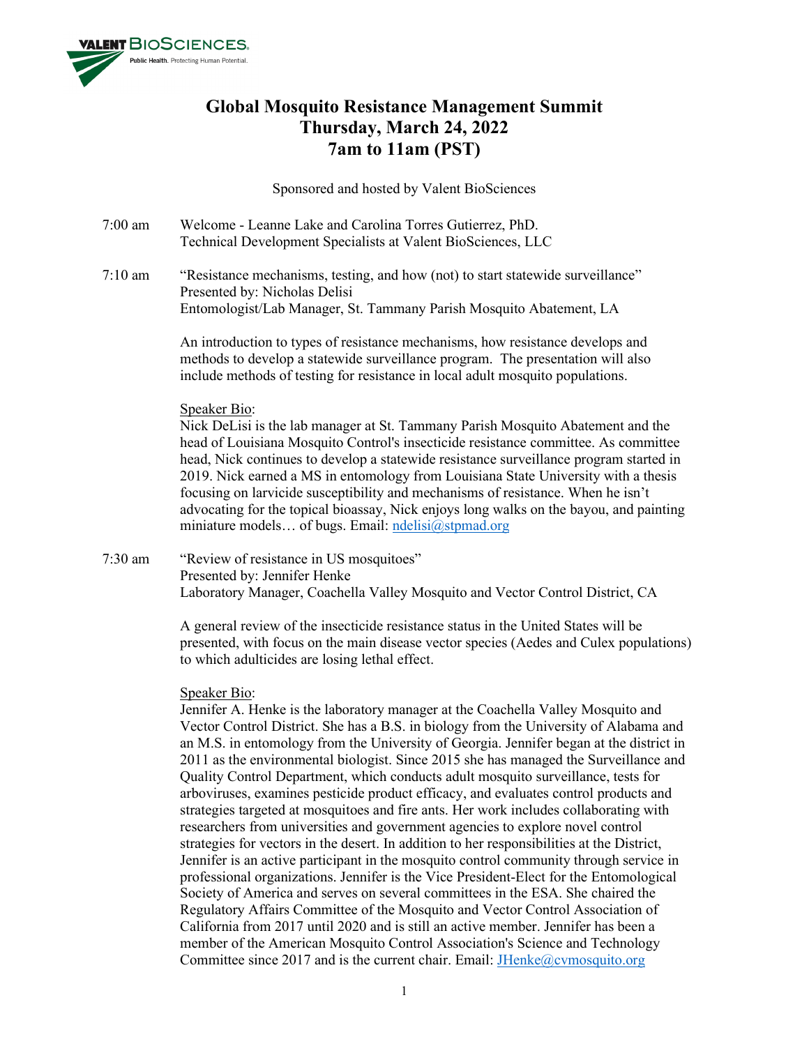VALENT BIOSCIENCES. Public Health. Protecting Human Potential.

# Global Mosquito Resistance Management Summit
# Thursday, March 24, 2022
# 7am to 11am (PST)

Sponsored and hosted by Valent BioSciences

**7:00 am** Welcome - Leanne Lake and Carolina Torres Gutierrez, PhD.
Technical Development Specialists at Valent BioSciences, LLC

**7:10 am** "Resistance mechanisms, testing, and how (not) to start statewide surveillance"
Presented by: Nicholas Delisi
Entomologist/Lab Manager, St. Tammany Parish Mosquito Abatement, LA

An introduction to types of resistance mechanisms, how resistance develops and methods to develop a statewide surveillance program. The presentation will also include methods of testing for resistance in local adult mosquito populations.

Speaker Bio:
Nick DeLisi is the lab manager at St. Tammany Parish Mosquito Abatement and the head of Louisiana Mosquito Control's insecticide resistance committee. As committee head, Nick continues to develop a statewide resistance surveillance program started in 2019. Nick earned a MS in entomology from Louisiana State University with a thesis focusing on larvicide susceptibility and mechanisms of resistance. When he isn't advocating for the topical bioassay, Nick enjoys long walks on the bayou, and painting miniature models… of bugs. Email: ndelisi@stpmad.org

**7:30 am** "Review of resistance in US mosquitoes"
Presented by: Jennifer Henke
Laboratory Manager, Coachella Valley Mosquito and Vector Control District, CA

A general review of the insecticide resistance status in the United States will be presented, with focus on the main disease vector species (Aedes and Culex populations) to which adulticides are losing lethal effect.

Speaker Bio:
Jennifer A. Henke is the laboratory manager at the Coachella Valley Mosquito and Vector Control District. She has a B.S. in biology from the University of Alabama and an M.S. in entomology from the University of Georgia. Jennifer began at the district in 2011 as the environmental biologist. Since 2015 she has managed the Surveillance and Quality Control Department, which conducts adult mosquito surveillance, tests for arboviruses, examines pesticide product efficacy, and evaluates control products and strategies targeted at mosquitoes and fire ants. Her work includes collaborating with researchers from universities and government agencies to explore novel control strategies for vectors in the desert. In addition to her responsibilities at the District, Jennifer is an active participant in the mosquito control community through service in professional organizations. Jennifer is the Vice President-Elect for the Entomological Society of America and serves on several committees in the ESA. She chaired the Regulatory Affairs Committee of the Mosquito and Vector Control Association of California from 2017 until 2020 and is still an active member. Jennifer has been a member of the American Mosquito Control Association's Science and Technology Committee since 2017 and is the current chair. Email: JHenke@cvmosquito.org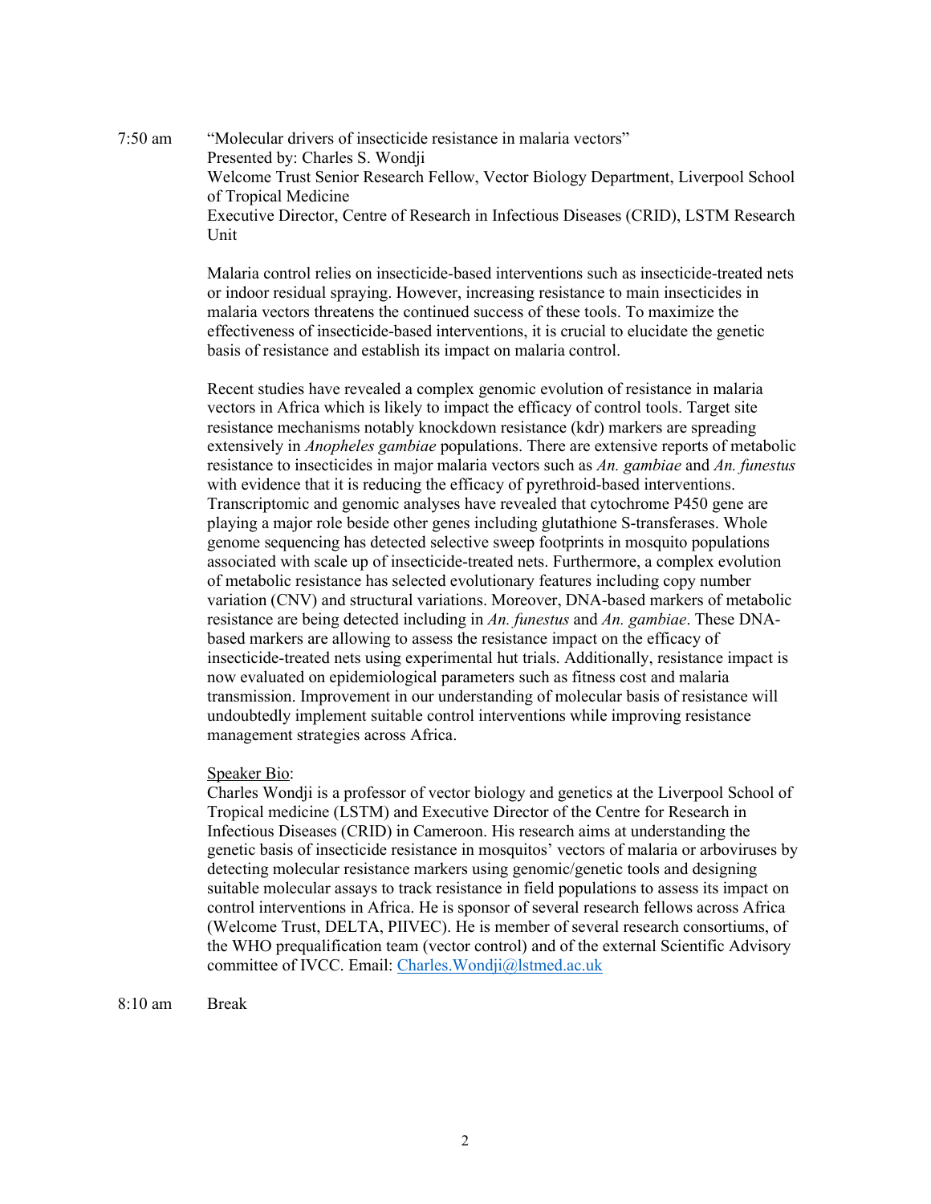7:50 am "Molecular drivers of insecticide resistance in malaria vectors"
Presented by: Charles S. Wondji
Welcome Trust Senior Research Fellow, Vector Biology Department, Liverpool School of Tropical Medicine
Executive Director, Centre of Research in Infectious Diseases (CRID), LSTM Research Unit

Malaria control relies on insecticide-based interventions such as insecticide-treated nets or indoor residual spraying. However, increasing resistance to main insecticides in malaria vectors threatens the continued success of these tools. To maximize the effectiveness of insecticide-based interventions, it is crucial to elucidate the genetic basis of resistance and establish its impact on malaria control.

Recent studies have revealed a complex genomic evolution of resistance in malaria vectors in Africa which is likely to impact the efficacy of control tools. Target site resistance mechanisms notably knockdown resistance (kdr) markers are spreading extensively in *Anopheles gambiae* populations. There are extensive reports of metabolic resistance to insecticides in major malaria vectors such as *An. gambiae* and *An. funestus* with evidence that it is reducing the efficacy of pyrethroid-based interventions. Transcriptomic and genomic analyses have revealed that cytochrome P450 gene are playing a major role beside other genes including glutathione S-transferases. Whole genome sequencing has detected selective sweep footprints in mosquito populations associated with scale up of insecticide-treated nets. Furthermore, a complex evolution of metabolic resistance has selected evolutionary features including copy number variation (CNV) and structural variations. Moreover, DNA-based markers of metabolic resistance are being detected including in *An. funestus* and *An. gambiae*. These DNA-based markers are allowing to assess the resistance impact on the efficacy of insecticide-treated nets using experimental hut trials. Additionally, resistance impact is now evaluated on epidemiological parameters such as fitness cost and malaria transmission. Improvement in our understanding of molecular basis of resistance will undoubtedly implement suitable control interventions while improving resistance management strategies across Africa.

Speaker Bio:
Charles Wondji is a professor of vector biology and genetics at the Liverpool School of Tropical medicine (LSTM) and Executive Director of the Centre for Research in Infectious Diseases (CRID) in Cameroon. His research aims at understanding the genetic basis of insecticide resistance in mosquitos' vectors of malaria or arboviruses by detecting molecular resistance markers using genomic/genetic tools and designing suitable molecular assays to track resistance in field populations to assess its impact on control interventions in Africa. He is sponsor of several research fellows across Africa (Welcome Trust, DELTA, PIIVEC). He is member of several research consortiums, of the WHO prequalification team (vector control) and of the external Scientific Advisory committee of IVCC. Email: Charles.Wondji@lstmed.ac.uk

8:10 am Break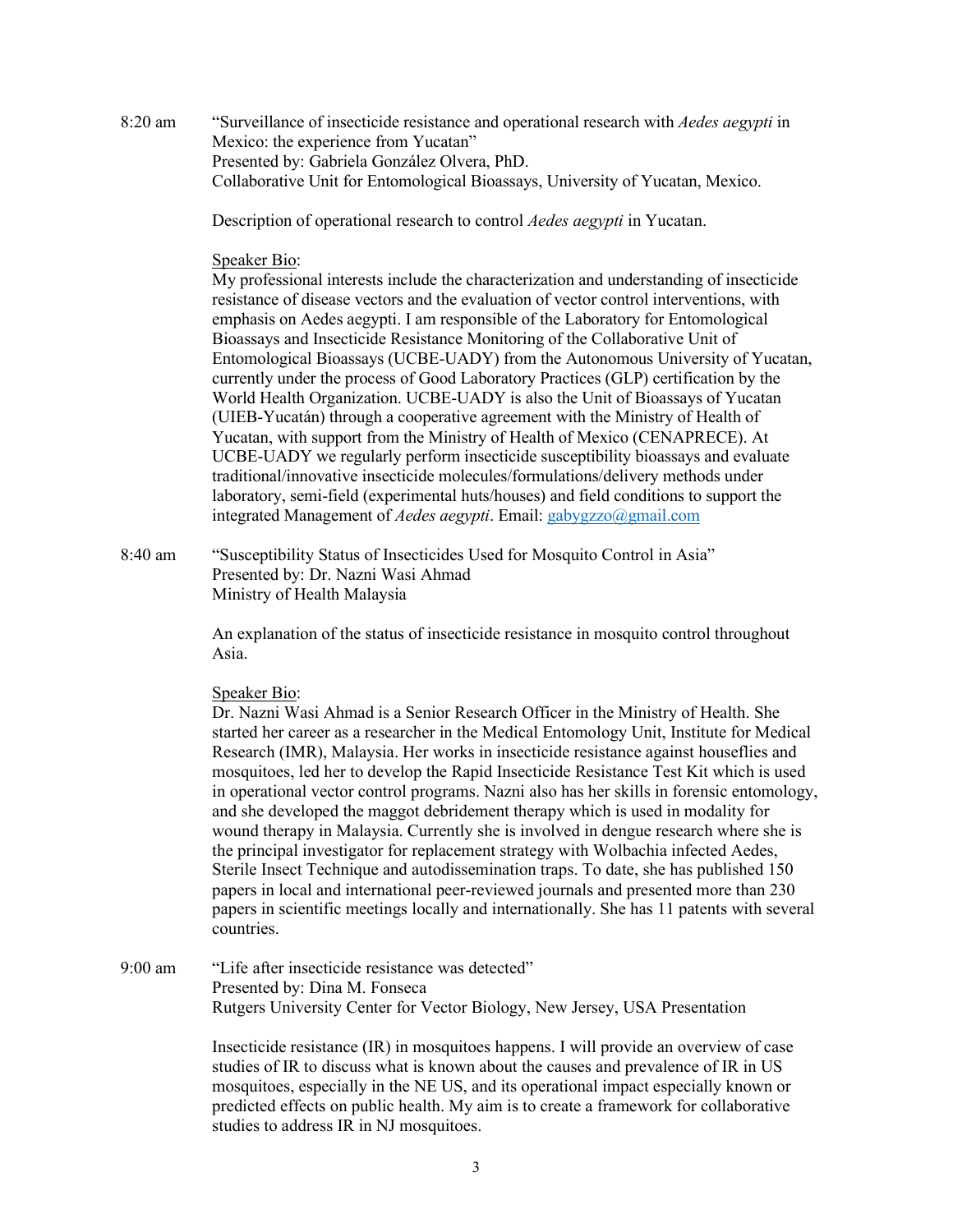8:20 am "Surveillance of insecticide resistance and operational research with *Aedes aegypti* in Mexico: the experience from Yucatan"
Presented by: Gabriela González Olvera, PhD.
Collaborative Unit for Entomological Bioassays, University of Yucatan, Mexico.

Description of operational research to control *Aedes aegypti* in Yucatan.

Speaker Bio:
My professional interests include the characterization and understanding of insecticide resistance of disease vectors and the evaluation of vector control interventions, with emphasis on Aedes aegypti. I am responsible of the Laboratory for Entomological Bioassays and Insecticide Resistance Monitoring of the Collaborative Unit of Entomological Bioassays (UCBE-UADY) from the Autonomous University of Yucatan, currently under the process of Good Laboratory Practices (GLP) certification by the World Health Organization. UCBE-UADY is also the Unit of Bioassays of Yucatan (UIEB-Yucatán) through a cooperative agreement with the Ministry of Health of Yucatan, with support from the Ministry of Health of Mexico (CENAPRECE). At UCBE-UADY we regularly perform insecticide susceptibility bioassays and evaluate traditional/innovative insecticide molecules/formulations/delivery methods under laboratory, semi-field (experimental huts/houses) and field conditions to support the integrated Management of *Aedes aegypti*. Email: gabygzzo@gmail.com

8:40 am "Susceptibility Status of Insecticides Used for Mosquito Control in Asia"
Presented by: Dr. Nazni Wasi Ahmad
Ministry of Health Malaysia

An explanation of the status of insecticide resistance in mosquito control throughout Asia.

Speaker Bio:
Dr. Nazni Wasi Ahmad is a Senior Research Officer in the Ministry of Health. She started her career as a researcher in the Medical Entomology Unit, Institute for Medical Research (IMR), Malaysia. Her works in insecticide resistance against houseflies and mosquitoes, led her to develop the Rapid Insecticide Resistance Test Kit which is used in operational vector control programs. Nazni also has her skills in forensic entomology, and she developed the maggot debridement therapy which is used in modality for wound therapy in Malaysia. Currently she is involved in dengue research where she is the principal investigator for replacement strategy with Wolbachia infected Aedes, Sterile Insect Technique and autodissemination traps. To date, she has published 150 papers in local and international peer-reviewed journals and presented more than 230 papers in scientific meetings locally and internationally. She has 11 patents with several countries.

9:00 am "Life after insecticide resistance was detected"
Presented by: Dina M. Fonseca
Rutgers University Center for Vector Biology, New Jersey, USA Presentation

Insecticide resistance (IR) in mosquitoes happens. I will provide an overview of case studies of IR to discuss what is known about the causes and prevalence of IR in US mosquitoes, especially in the NE US, and its operational impact especially known or predicted effects on public health. My aim is to create a framework for collaborative studies to address IR in NJ mosquitoes.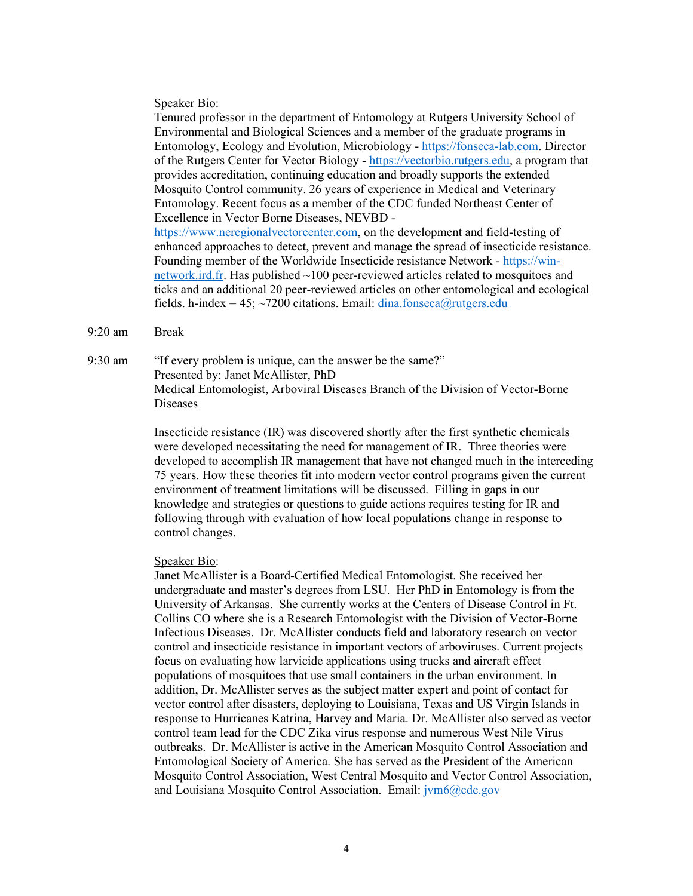<u>Speaker Bio</u>:

Tenured professor in the department of Entomology at Rutgers University School of Environmental and Biological Sciences and a member of the graduate programs in Entomology, Ecology and Evolution, Microbiology - https://fonseca-lab.com. Director of the Rutgers Center for Vector Biology - https://vectorbio.rutgers.edu, a program that provides accreditation, continuing education and broadly supports the extended Mosquito Control community. 26 years of experience in Medical and Veterinary Entomology. Recent focus as a member of the CDC funded Northeast Center of Excellence in Vector Borne Diseases, NEVBD - https://www.neregionalvectorcenter.com, on the development and field-testing of enhanced approaches to detect, prevent and manage the spread of insecticide resistance. Founding member of the Worldwide Insecticide resistance Network - https://win-network.ird.fr. Has published ~100 peer-reviewed articles related to mosquitoes and ticks and an additional 20 peer-reviewed articles on other entomological and ecological fields. h-index = 45; ~7200 citations. Email: dina.fonseca@rutgers.edu

9:20 am Break

9:30 am "If every problem is unique, can the answer be the same?"
Presented by: Janet McAllister, PhD
Medical Entomologist, Arboviral Diseases Branch of the Division of Vector-Borne Diseases

Insecticide resistance (IR) was discovered shortly after the first synthetic chemicals were developed necessitating the need for management of IR. Three theories were developed to accomplish IR management that have not changed much in the interceding 75 years. How these theories fit into modern vector control programs given the current environment of treatment limitations will be discussed. Filling in gaps in our knowledge and strategies or questions to guide actions requires testing for IR and following through with evaluation of how local populations change in response to control changes.

<u>Speaker Bio</u>:

Janet McAllister is a Board-Certified Medical Entomologist. She received her undergraduate and master's degrees from LSU. Her PhD in Entomology is from the University of Arkansas. She currently works at the Centers of Disease Control in Ft. Collins CO where she is a Research Entomologist with the Division of Vector-Borne Infectious Diseases. Dr. McAllister conducts field and laboratory research on vector control and insecticide resistance in important vectors of arboviruses. Current projects focus on evaluating how larvicide applications using trucks and aircraft effect populations of mosquitoes that use small containers in the urban environment. In addition, Dr. McAllister serves as the subject matter expert and point of contact for vector control after disasters, deploying to Louisiana, Texas and US Virgin Islands in response to Hurricanes Katrina, Harvey and Maria. Dr. McAllister also served as vector control team lead for the CDC Zika virus response and numerous West Nile Virus outbreaks. Dr. McAllister is active in the American Mosquito Control Association and Entomological Society of America. She has served as the President of the American Mosquito Control Association, West Central Mosquito and Vector Control Association, and Louisiana Mosquito Control Association. Email: jvm6@cdc.gov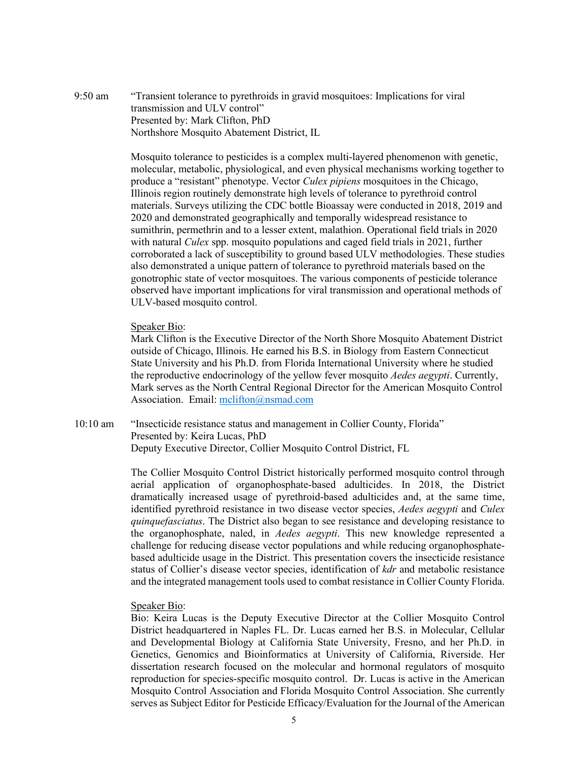9:50 am "Transient tolerance to pyrethroids in gravid mosquitoes: Implications for viral transmission and ULV control"
Presented by: Mark Clifton, PhD
Northshore Mosquito Abatement District, IL

Mosquito tolerance to pesticides is a complex multi-layered phenomenon with genetic, molecular, metabolic, physiological, and even physical mechanisms working together to produce a "resistant" phenotype. Vector *Culex pipiens* mosquitoes in the Chicago, Illinois region routinely demonstrate high levels of tolerance to pyrethroid control materials. Surveys utilizing the CDC bottle Bioassay were conducted in 2018, 2019 and 2020 and demonstrated geographically and temporally widespread resistance to sumithrin, permethrin and to a lesser extent, malathion. Operational field trials in 2020 with natural *Culex* spp. mosquito populations and caged field trials in 2021, further corroborated a lack of susceptibility to ground based ULV methodologies. These studies also demonstrated a unique pattern of tolerance to pyrethroid materials based on the gonotrophic state of vector mosquitoes. The various components of pesticide tolerance observed have important implications for viral transmission and operational methods of ULV-based mosquito control.

Speaker Bio:
Mark Clifton is the Executive Director of the North Shore Mosquito Abatement District outside of Chicago, Illinois. He earned his B.S. in Biology from Eastern Connecticut State University and his Ph.D. from Florida International University where he studied the reproductive endocrinology of the yellow fever mosquito *Aedes aegypti*. Currently, Mark serves as the North Central Regional Director for the American Mosquito Control Association. Email: mclifton@nsmad.com

10:10 am "Insecticide resistance status and management in Collier County, Florida"
Presented by: Keira Lucas, PhD
Deputy Executive Director, Collier Mosquito Control District, FL

The Collier Mosquito Control District historically performed mosquito control through aerial application of organophosphate-based adulticides. In 2018, the District dramatically increased usage of pyrethroid-based adulticides and, at the same time, identified pyrethroid resistance in two disease vector species, *Aedes aegypti* and *Culex quinquefasciatus*. The District also began to see resistance and developing resistance to the organophosphate, naled, in *Aedes aegypti*. This new knowledge represented a challenge for reducing disease vector populations and while reducing organophosphate-based adulticide usage in the District. This presentation covers the insecticide resistance status of Collier's disease vector species, identification of *kdr* and metabolic resistance and the integrated management tools used to combat resistance in Collier County Florida.

Speaker Bio:
Bio: Keira Lucas is the Deputy Executive Director at the Collier Mosquito Control District headquartered in Naples FL. Dr. Lucas earned her B.S. in Molecular, Cellular and Developmental Biology at California State University, Fresno, and her Ph.D. in Genetics, Genomics and Bioinformatics at University of California, Riverside. Her dissertation research focused on the molecular and hormonal regulators of mosquito reproduction for species-specific mosquito control. Dr. Lucas is active in the American Mosquito Control Association and Florida Mosquito Control Association. She currently serves as Subject Editor for Pesticide Efficacy/Evaluation for the Journal of the American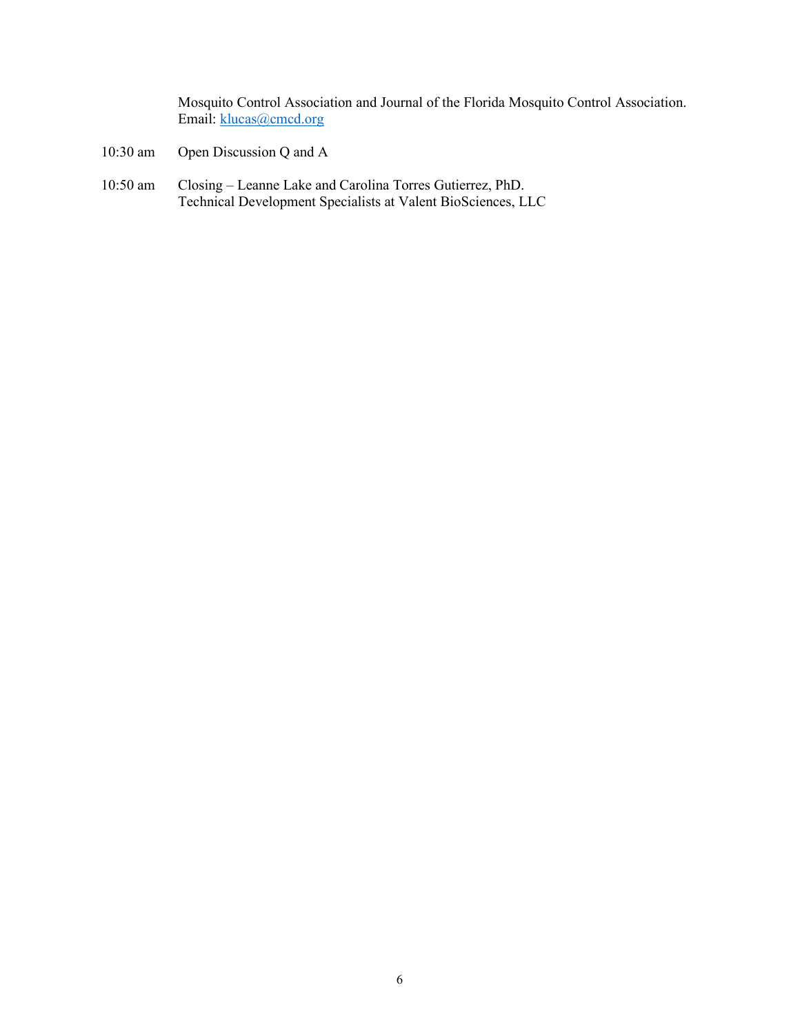Mosquito Control Association and Journal of the Florida Mosquito Control Association.
Email: klucas@cmcd.org

10:30 am   Open Discussion Q and A

10:50 am   Closing – Leanne Lake and Carolina Torres Gutierrez, PhD.
Technical Development Specialists at Valent BioSciences, LLC